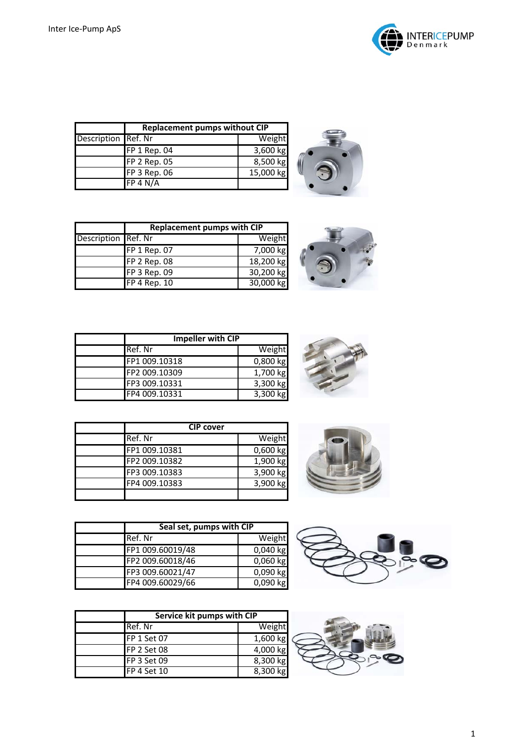Inter Ice-Pump ApS

| | Replacement pumps without CIP | |
|---|---|---|
| Description | Ref. Nr | Weight |
| | FP 1 Rep. 04 | 3,600 kg |
| | FP 2 Rep. 05 | 8,500 kg |
| | FP 3 Rep. 06 | 15,000 kg |
| | FP 4 N/A | |

| | Replacement pumps with CIP | |
|---|---|---|
| Description | Ref. Nr | Weight |
| | FP 1 Rep. 07 | 7,000 kg |
| | FP 2 Rep. 08 | 18,200 kg |
| | FP 3 Rep. 09 | 30,200 kg |
| | FP 4 Rep. 10 | 30,000 kg |

| | Impeller with CIP | |
|---|---|---|
| | Ref. Nr | Weight |
| | FP1 009.10318 | 0,800 kg |
| | FP2 009.10309 | 1,700 kg |
| | FP3 009.10331 | 3,300 kg |
| | FP4 009.10331 | 3,300 kg |

| | CIP cover | |
|---|---|---|
| | Ref. Nr | Weight |
| | FP1 009.10381 | 0,600 kg |
| | FP2 009.10382 | 1,900 kg |
| | FP3 009.10383 | 3,900 kg |
| | FP4 009.10383 | 3,900 kg |
| | | |

| | Seal set, pumps with CIP | |
|---|---|---|
| | Ref. Nr | Weight |
| | FP1 009.60019/48 | 0,040 kg |
| | FP2 009.60018/46 | 0,060 kg |
| | FP3 009.60021/47 | 0,090 kg |
| | FP4 009.60029/66 | 0,090 kg |

| | Service kit pumps with CIP | |
|---|---|---|
| | Ref. Nr | Weight |
| | FP 1 Set 07 | 1,600 kg |
| | FP 2 Set 08 | 4,000 kg |
| | FP 3 Set 09 | 8,300 kg |
| | FP 4 Set 10 | 8,300 kg |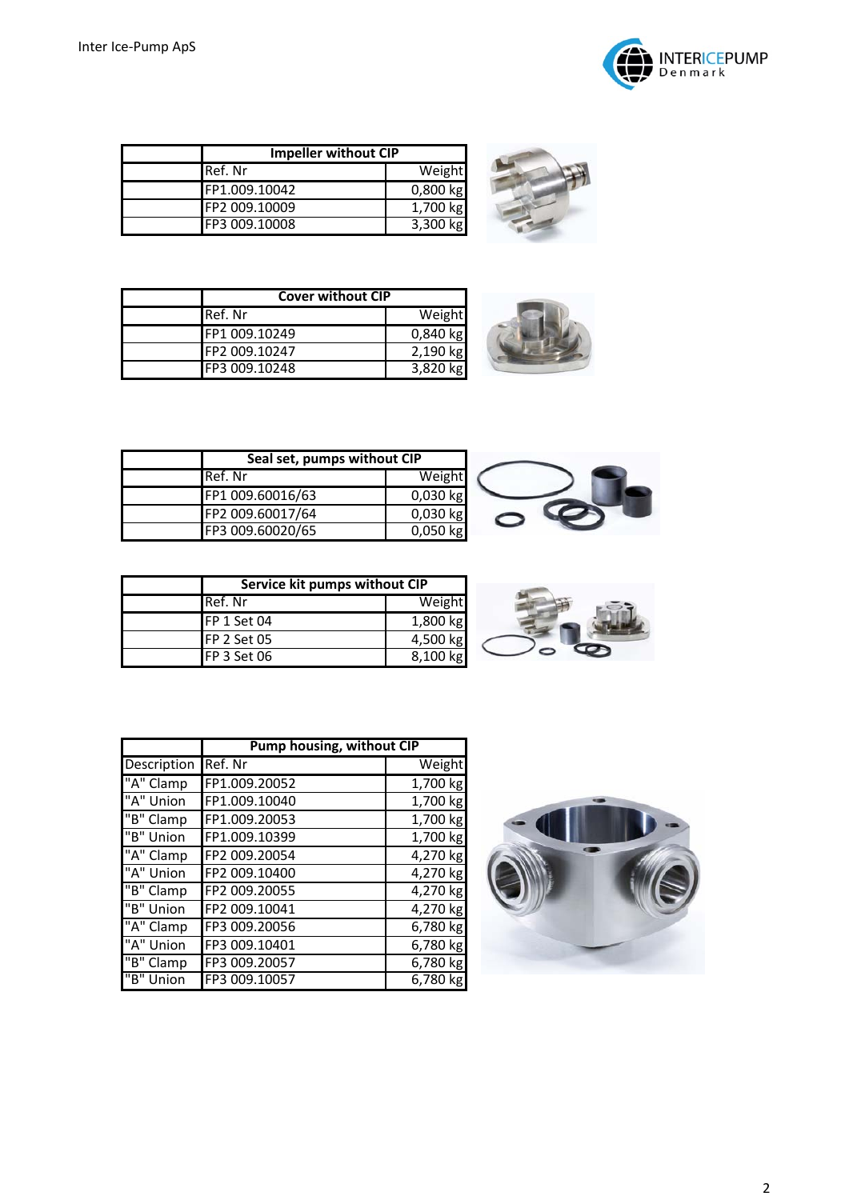| | Impeller without CIP | |
|---|---|---|
| | Ref. Nr | Weight |
| | FP1.009.10042 | 0,800 kg |
| | FP2 009.10009 | 1,700 kg |
| | FP3 009.10008 | 3,300 kg |

| | Cover without CIP | |
|---|---|---|
| | Ref. Nr | Weight |
| | FP1 009.10249 | 0,840 kg |
| | FP2 009.10247 | 2,190 kg |
| | FP3 009.10248 | 3,820 kg |

| | Seal set, pumps without CIP | |
|---|---|---|
| | Ref. Nr | Weight |
| | FP1 009.60016/63 | 0,030 kg |
| | FP2 009.60017/64 | 0,030 kg |
| | FP3 009.60020/65 | 0,050 kg |

| | Service kit pumps without CIP | |
|---|---|---|
| | Ref. Nr | Weight |
| | FP 1 Set 04 | 1,800 kg |
| | FP 2 Set 05 | 4,500 kg |
| | FP 3 Set 06 | 8,100 kg |

| | Pump housing, without CIP | |
|---|---|---|
| Description | Ref. Nr | Weight |
| "A" Clamp | FP1.009.20052 | 1,700 kg |
| "A" Union | FP1.009.10040 | 1,700 kg |
| "B" Clamp | FP1.009.20053 | 1,700 kg |
| "B" Union | FP1.009.10399 | 1,700 kg |
| "A" Clamp | FP2 009.20054 | 4,270 kg |
| "A" Union | FP2 009.10400 | 4,270 kg |
| "B" Clamp | FP2 009.20055 | 4,270 kg |
| "B" Union | FP2 009.10041 | 4,270 kg |
| "A" Clamp | FP3 009.20056 | 6,780 kg |
| "A" Union | FP3 009.10401 | 6,780 kg |
| "B" Clamp | FP3 009.20057 | 6,780 kg |
| "B" Union | FP3 009.10057 | 6,780 kg |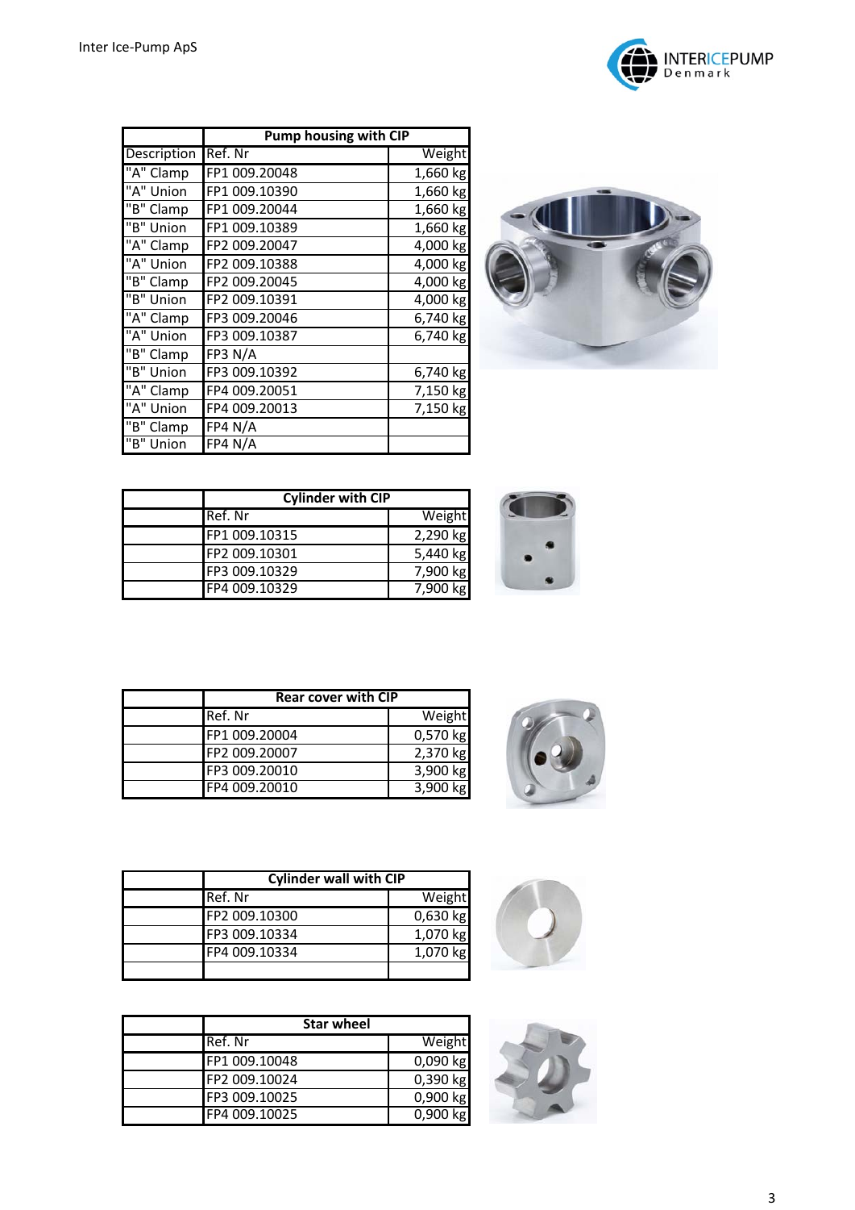| | Pump housing with CIP | |
|---|---|---|
| Description | Ref. Nr | Weight |
| "A" Clamp | FP1 009.20048 | 1,660 kg |
| "A" Union | FP1 009.10390 | 1,660 kg |
| "B" Clamp | FP1 009.20044 | 1,660 kg |
| "B" Union | FP1 009.10389 | 1,660 kg |
| "A" Clamp | FP2 009.20047 | 4,000 kg |
| "A" Union | FP2 009.10388 | 4,000 kg |
| "B" Clamp | FP2 009.20045 | 4,000 kg |
| "B" Union | FP2 009.10391 | 4,000 kg |
| "A" Clamp | FP3 009.20046 | 6,740 kg |
| "A" Union | FP3 009.10387 | 6,740 kg |
| "B" Clamp | FP3 N/A | |
| "B" Union | FP3 009.10392 | 6,740 kg |
| "A" Clamp | FP4 009.20051 | 7,150 kg |
| "A" Union | FP4 009.20013 | 7,150 kg |
| "B" Clamp | FP4 N/A | |
| "B" Union | FP4 N/A | |

| | Cylinder with CIP | |
|---|---|---|
| | Ref. Nr | Weight |
| | FP1 009.10315 | 2,290 kg |
| | FP2 009.10301 | 5,440 kg |
| | FP3 009.10329 | 7,900 kg |
| | FP4 009.10329 | 7,900 kg |

| | Rear cover with CIP | |
|---|---|---|
| | Ref. Nr | Weight |
| | FP1 009.20004 | 0,570 kg |
| | FP2 009.20007 | 2,370 kg |
| | FP3 009.20010 | 3,900 kg |
| | FP4 009.20010 | 3,900 kg |

| | Cylinder wall with CIP | |
|---|---|---|
| | Ref. Nr | Weight |
| | FP2 009.10300 | 0,630 kg |
| | FP3 009.10334 | 1,070 kg |
| | FP4 009.10334 | 1,070 kg |
| | | |

| | Star wheel | |
|---|---|---|
| | Ref. Nr | Weight |
| | FP1 009.10048 | 0,090 kg |
| | FP2 009.10024 | 0,390 kg |
| | FP3 009.10025 | 0,900 kg |
| | FP4 009.10025 | 0,900 kg |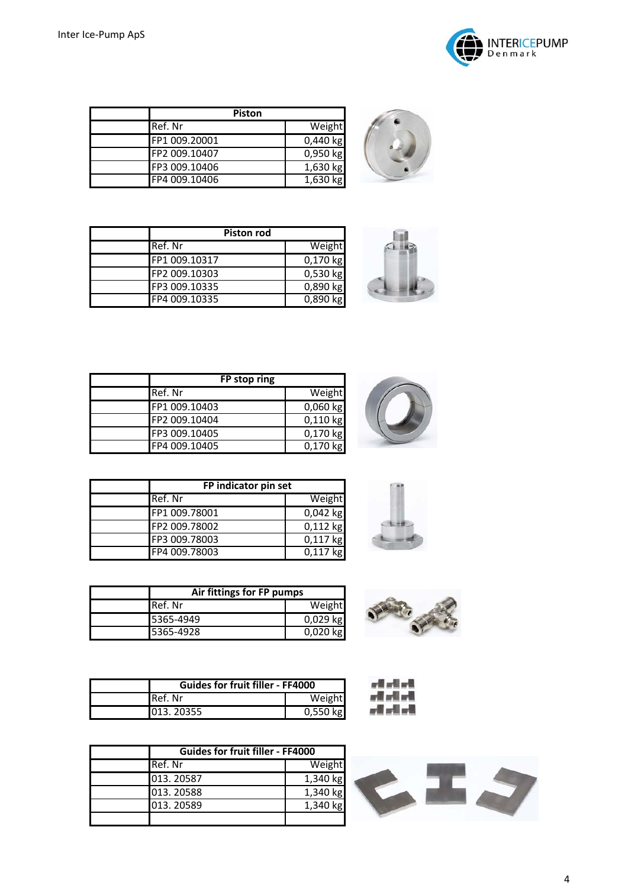| | Piston | |
|---|---|---|
| | Ref. Nr | Weight |
| | FP1 009.20001 | 0,440 kg |
| | FP2 009.10407 | 0,950 kg |
| | FP3 009.10406 | 1,630 kg |
| | FP4 009.10406 | 1,630 kg |

| | Piston rod | |
|---|---|---|
| | Ref. Nr | Weight |
| | FP1 009.10317 | 0,170 kg |
| | FP2 009.10303 | 0,530 kg |
| | FP3 009.10335 | 0,890 kg |
| | FP4 009.10335 | 0,890 kg |

| | FP stop ring | |
|---|---|---|
| | Ref. Nr | Weight |
| | FP1 009.10403 | 0,060 kg |
| | FP2 009.10404 | 0,110 kg |
| | FP3 009.10405 | 0,170 kg |
| | FP4 009.10405 | 0,170 kg |

| | FP indicator pin set | |
|---|---|---|
| | Ref. Nr | Weight |
| | FP1 009.78001 | 0,042 kg |
| | FP2 009.78002 | 0,112 kg |
| | FP3 009.78003 | 0,117 kg |
| | FP4 009.78003 | 0,117 kg |

| | Air fittings for FP pumps | |
|---|---|---|
| | Ref. Nr | Weight |
| | 5365-4949 | 0,029 kg |
| | 5365-4928 | 0,020 kg |

| | Guides for fruit filler - FF4000 | |
|---|---|---|
| | Ref. Nr | Weight |
| | 013. 20355 | 0,550 kg |

| | Guides for fruit filler - FF4000 | |
|---|---|---|
| | Ref. Nr | Weight |
| | 013. 20587 | 1,340 kg |
| | 013. 20588 | 1,340 kg |
| | 013. 20589 | 1,340 kg |
| | | |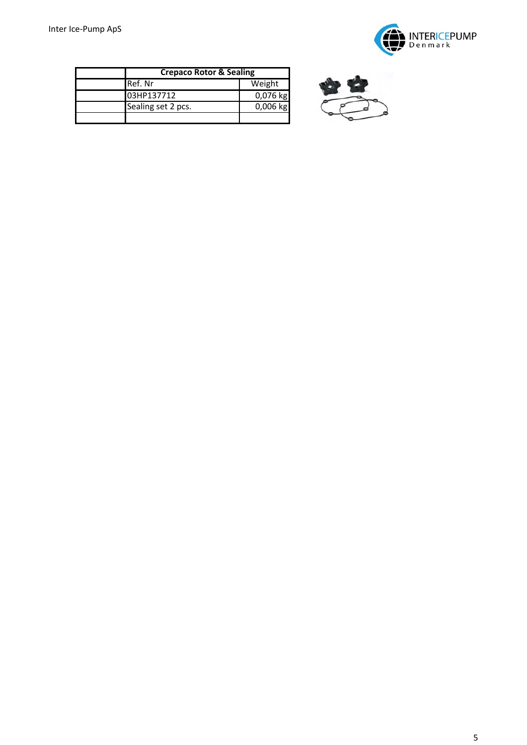| | Crepaco Rotor & Sealing | |
|---|---|---|
| | Ref. Nr | Weight |
| | 03HP137712 | 0,076 kg |
| | Sealing set 2 pcs. | 0,006 kg |
| | | |